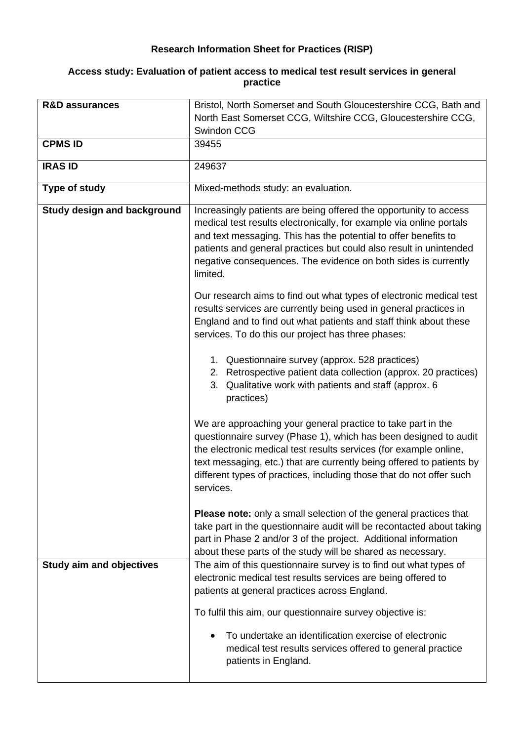# Research Information Sheet for Practices (RISP)

## Access study: Evaluation of patient access to medical test result services in general practice

| **R&D assurances** | Bristol, North Somerset and South Gloucestershire CCG, Bath and North East Somerset CCG, Wiltshire CCG, Gloucestershire CCG, Swindon CCG |
|---|---|
| **CPMS ID** | 39455 |
| **IRAS ID** | 249637 |
| **Type of study** | Mixed-methods study: an evaluation. |
| **Study design and background** | Increasingly patients are being offered the opportunity to access medical test results electronically, for example via online portals and text messaging. This has the potential to offer benefits to patients and general practices but could also result in unintended negative consequences. The evidence on both sides is currently limited.<br><br>Our research aims to find out what types of electronic medical test results services are currently being used in general practices in England and to find out what patients and staff think about these services. To do this our project has three phases:<br><br>1. Questionnaire survey (approx. 528 practices)<br>2. Retrospective patient data collection (approx. 20 practices)<br>3. Qualitative work with patients and staff (approx. 6 practices)<br><br>We are approaching your general practice to take part in the questionnaire survey (Phase 1), which has been designed to audit the electronic medical test results services (for example online, text messaging, etc.) that are currently being offered to patients by different types of practices, including those that do not offer such services.<br><br>**Please note:** only a small selection of the general practices that take part in the questionnaire audit will be recontacted about taking part in Phase 2 and/or 3 of the project. Additional information about these parts of the study will be shared as necessary. |
| **Study aim and objectives** | The aim of this questionnaire survey is to find out what types of electronic medical test results services are being offered to patients at general practices across England.<br><br>To fulfil this aim, our questionnaire survey objective is:<br><br>• To undertake an identification exercise of electronic medical test results services offered to general practice patients in England. |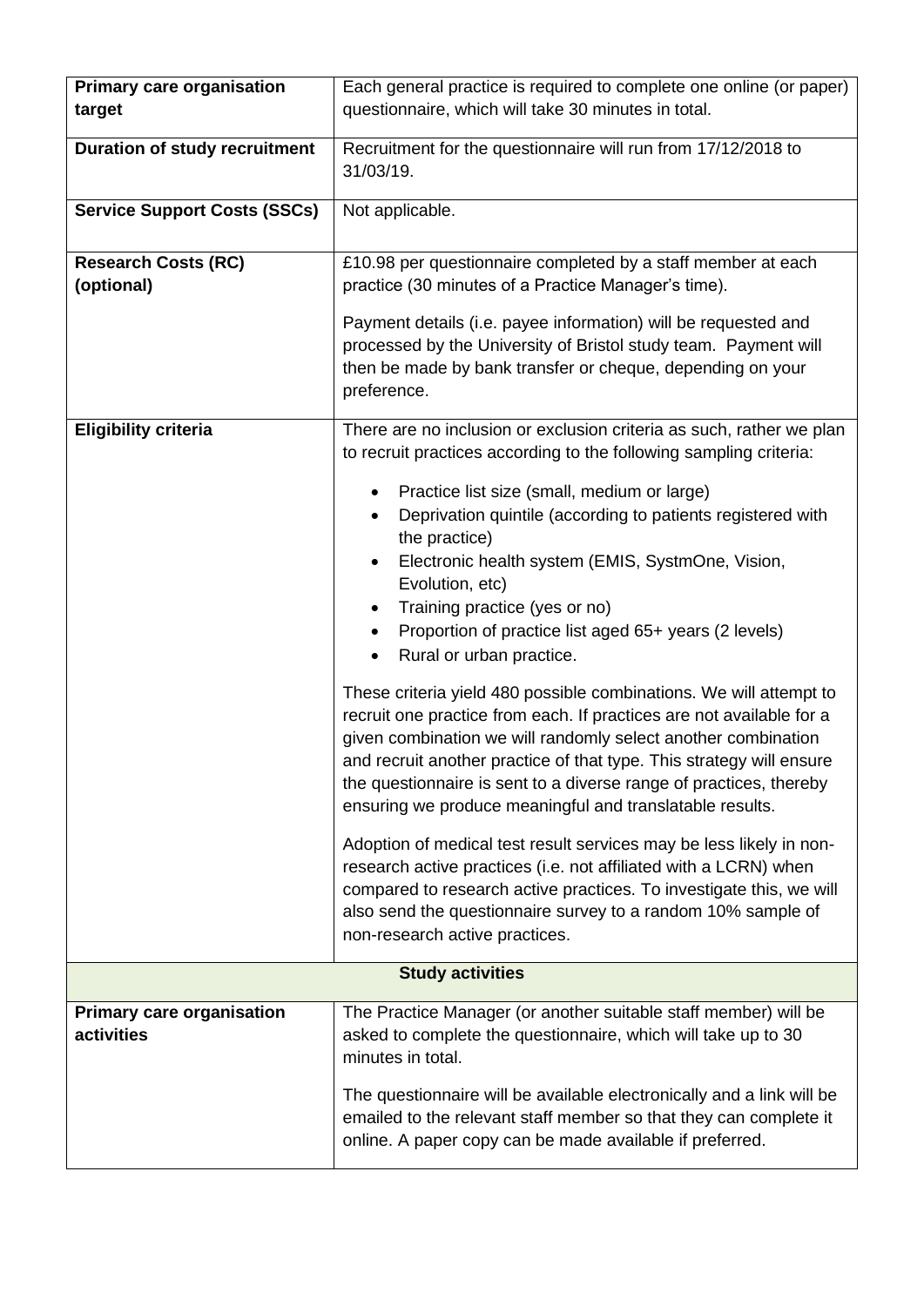| | |
|---|---|
| **Primary care organisation target** | Each general practice is required to complete one online (or paper) questionnaire, which will take 30 minutes in total. |
| **Duration of study recruitment** | Recruitment for the questionnaire will run from 17/12/2018 to 31/03/19. |
| **Service Support Costs (SSCs)** | Not applicable. |
| **Research Costs (RC) (optional)** | £10.98 per questionnaire completed by a staff member at each practice (30 minutes of a Practice Manager's time).<br><br>Payment details (i.e. payee information) will be requested and processed by the University of Bristol study team. Payment will then be made by bank transfer or cheque, depending on your preference. |
| **Eligibility criteria** | There are no inclusion or exclusion criteria as such, rather we plan to recruit practices according to the following sampling criteria:<br><br>• Practice list size (small, medium or large)<br>• Deprivation quintile (according to patients registered with the practice)<br>• Electronic health system (EMIS, SystmOne, Vision, Evolution, etc)<br>• Training practice (yes or no)<br>• Proportion of practice list aged 65+ years (2 levels)<br>• Rural or urban practice.<br><br>These criteria yield 480 possible combinations. We will attempt to recruit one practice from each. If practices are not available for a given combination we will randomly select another combination and recruit another practice of that type. This strategy will ensure the questionnaire is sent to a diverse range of practices, thereby ensuring we produce meaningful and translatable results.<br><br>Adoption of medical test result services may be less likely in non-research active practices (i.e. not affiliated with a LCRN) when compared to research active practices. To investigate this, we will also send the questionnaire survey to a random 10% sample of non-research active practices. |
| **Study activities** | |
| **Primary care organisation activities** | The Practice Manager (or another suitable staff member) will be asked to complete the questionnaire, which will take up to 30 minutes in total.<br><br>The questionnaire will be available electronically and a link will be emailed to the relevant staff member so that they can complete it online. A paper copy can be made available if preferred. |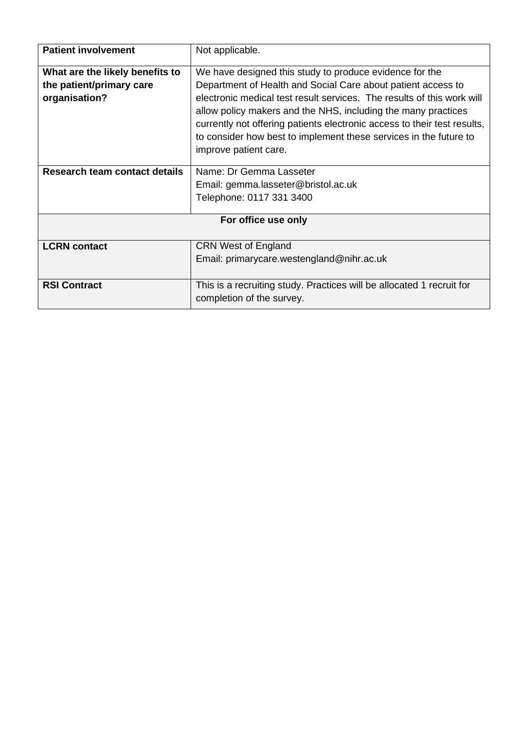| | |
|---|---|
| **Patient involvement** | Not applicable. |
| **What are the likely benefits to the patient/primary care organisation?** | We have designed this study to produce evidence for the Department of Health and Social Care about patient access to electronic medical test result services. The results of this work will allow policy makers and the NHS, including the many practices currently not offering patients electronic access to their test results, to consider how best to implement these services in the future to improve patient care. |
| **Research team contact details** | Name: Dr Gemma Lasseter<br>Email: gemma.lasseter@bristol.ac.uk<br>Telephone: 0117 331 3400 |
| **For office use only** | |
| **LCRN contact** | CRN West of England<br>Email: primarycare.westengland@nihr.ac.uk |
| **RSI Contract** | This is a recruiting study. Practices will be allocated 1 recruit for completion of the survey. |